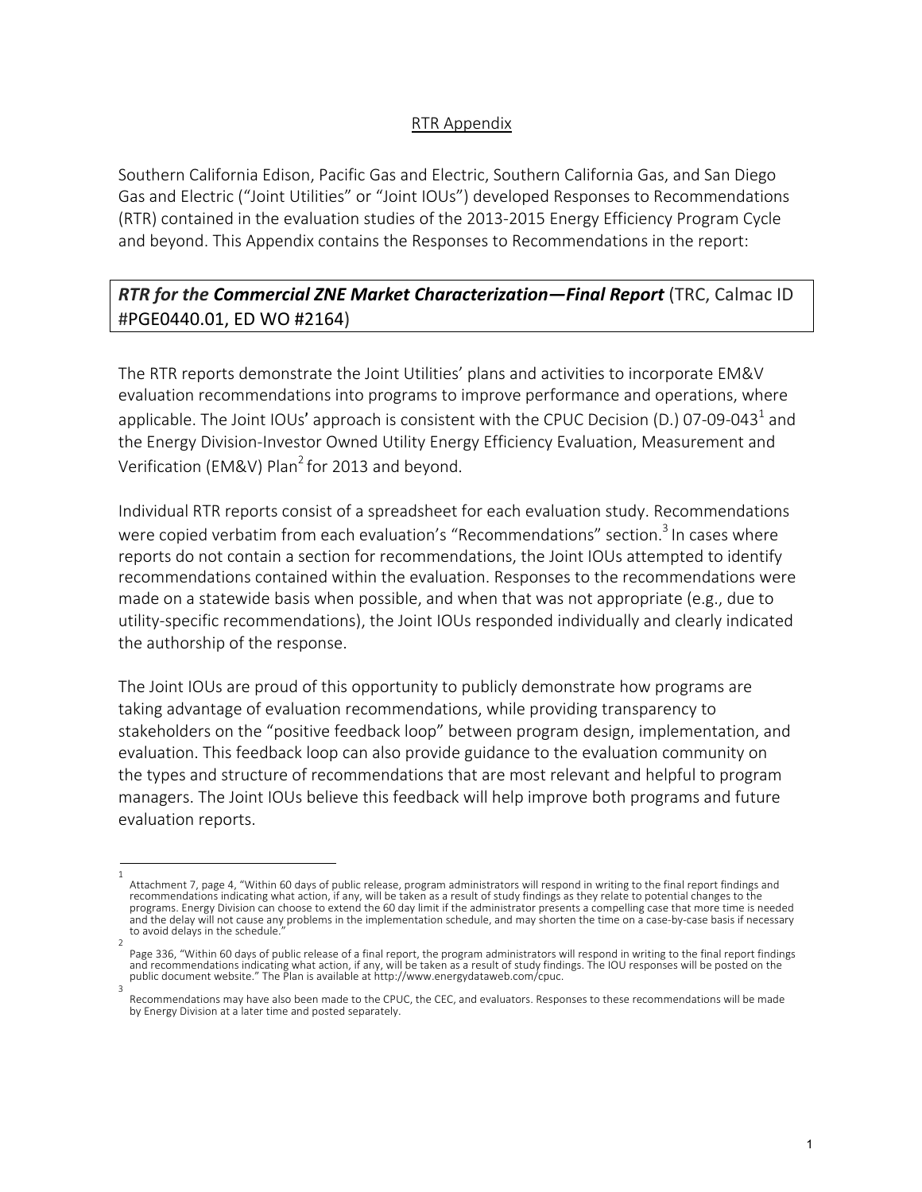# RTR Appendix

Southern California Edison, Pacific Gas and Electric, Southern California Gas, and San Diego Gas and Electric ("Joint Utilities" or "Joint IOUs") developed Responses to Recommendations (RTR) contained in the evaluation studies of the 2013-2015 Energy Efficiency Program Cycle and beyond. This Appendix contains the Responses to Recommendations in the report:

***RTR for the* Commercial ZNE Market Characterization—Final Report** (TRC, Calmac ID #PGE0440.01, ED WO #2164)

The RTR reports demonstrate the Joint Utilities' plans and activities to incorporate EM&V evaluation recommendations into programs to improve performance and operations, where applicable. The Joint IOUs' approach is consistent with the CPUC Decision (D.) 07-09-043[1] and the Energy Division-Investor Owned Utility Energy Efficiency Evaluation, Measurement and Verification (EM&V) Plan[2] for 2013 and beyond.

Individual RTR reports consist of a spreadsheet for each evaluation study. Recommendations were copied verbatim from each evaluation's "Recommendations" section.[3] In cases where reports do not contain a section for recommendations, the Joint IOUs attempted to identify recommendations contained within the evaluation. Responses to the recommendations were made on a statewide basis when possible, and when that was not appropriate (e.g., due to utility-specific recommendations), the Joint IOUs responded individually and clearly indicated the authorship of the response.

The Joint IOUs are proud of this opportunity to publicly demonstrate how programs are taking advantage of evaluation recommendations, while providing transparency to stakeholders on the "positive feedback loop" between program design, implementation, and evaluation. This feedback loop can also provide guidance to the evaluation community on the types and structure of recommendations that are most relevant and helpful to program managers. The Joint IOUs believe this feedback will help improve both programs and future evaluation reports.

---

[1] Attachment 7, page 4, "Within 60 days of public release, program administrators will respond in writing to the final report findings and recommendations indicating what action, if any, will be taken as a result of study findings as they relate to potential changes to the programs. Energy Division can choose to extend the 60 day limit if the administrator presents a compelling case that more time is needed and the delay will not cause any problems in the implementation schedule, and may shorten the time on a case-by-case basis if necessary to avoid delays in the schedule."

[2] Page 336, "Within 60 days of public release of a final report, the program administrators will respond in writing to the final report findings and recommendations indicating what action, if any, will be taken as a result of study findings. The IOU responses will be posted on the public document website." The Plan is available at http://www.energydataweb.com/cpuc.

[3] Recommendations may have also been made to the CPUC, the CEC, and evaluators. Responses to these recommendations will be made by Energy Division at a later time and posted separately.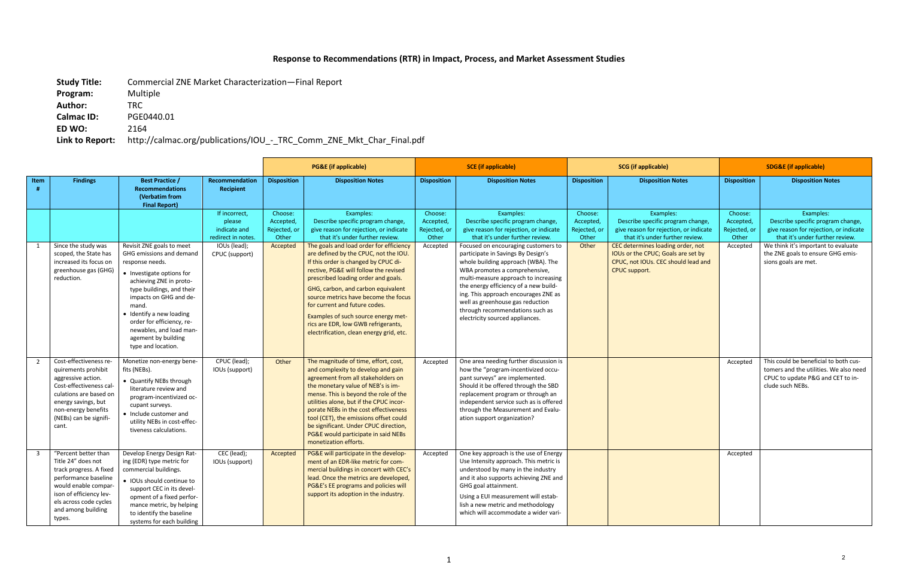# Response to Recommendations (RTR) in Impact, Process, and Market Assessment Studies

**Study Title:** Commercial ZNE Market Characterization—Final Report
**Program:** Multiple
**Author:** TRC
**Calmac ID:** PGE0440.01
**ED WO:** 2164
**Link to Report:** http://calmac.org/publications/IOU_-_TRC_Comm_ZNE_Mkt_Char_Final.pdf

| | | | | PG&E (if applicable) | | SCE (if applicable) | | SCG (if applicable) | | SDG&E (if applicable) | |
|---|---|---|---|---|---|---|---|---|---|---|---|
| Item # | Findings | Best Practice / Recommendations (Verbatim from Final Report) | Recommendation Recipient | Disposition | Disposition Notes | Disposition | Disposition Notes | Disposition | Disposition Notes | Disposition | Disposition Notes |
| | | | If incorrect, please indicate and redirect in notes. | Choose: Accepted, Rejected, or Other | Examples: Describe specific program change, give reason for rejection, or indicate that it's under further review. | Choose: Accepted, Rejected, or Other | Examples: Describe specific program change, give reason for rejection, or indicate that it's under further review. | Choose: Accepted, Rejected, or Other | Examples: Describe specific program change, give reason for rejection, or indicate that it's under further review. | Choose: Accepted, Rejected, or Other | Examples: Describe specific program change, give reason for rejection, or indicate that it's under further review. |
| 1 | Since the study was scoped, the State has increased its focus on greenhouse gas (GHG) reduction. | Revisit ZNE goals to meet GHG emissions and demand response needs.<br>• Investigate options for achieving ZNE in prototype buildings, and their impacts on GHG and demand.<br>• Identify a new loading order for efficiency, renewables, and load management by building type and location. | IOUs (lead); CPUC (support) | Accepted | The goals and load order for efficiency are defined by the CPUC, not the IOU. If this order is changed by CPUC directive, PG&E will follow the revised prescribed loading order and goals.<br>GHG, carbon, and carbon equivalent source metrics have become the focus for current and future codes.<br>Examples of such source energy metrics are EDR, low GWB refrigerants, electrification, clean energy grid, etc. | Accepted | Focused on encouraging customers to participate in Savings By Design's whole building approach (WBA). The WBA promotes a comprehensive, multi-measure approach to increasing the energy efficiency of a new building. This approach encourages ZNE as well as greenhouse gas reduction through recommendations such as electricity sourced appliances. | Other | CEC determines loading order, not IOUs or the CPUC; Goals are set by CPUC, not IOUs. CEC should lead and CPUC support. | Accepted | We think it's important to evaluate the ZNE goals to ensure GHG emissions goals are met. |
| 2 | Cost-effectiveness requirements prohibit aggressive action. Cost-effectiveness calculations are based on energy savings, but non-energy benefits (NEBs) can be significant. | Monetize non-energy benefits (NEBs).<br>• Quantify NEBs through literature review and program-incentivized occupant surveys.<br>• Include customer and utility NEBs in cost-effectiveness calculations. | CPUC (lead); IOUs (support) | Other | The magnitude of time, effort, cost, and complexity to develop and gain agreement from all stakeholders on the monetary value of NEB's is immense. This is beyond the role of the utilities alone, but if the CPUC incorporate NEBs in the cost effectiveness tool (CET), the emissions offset could be significant. Under CPUC direction, PG&E would participate in said NEBs monetization efforts. | Accepted | One area needing further discussion is how the "program-incentivized occupant surveys" are implemented. Should it be offered through the SBD replacement program or through an independent service such as is offered through the Measurement and Evaluation support organization? | | | Accepted | This could be beneficial to both customers and the utilities. We also need CPUC to update P&G and CET to include such NEBs. |
| 3 | "Percent better than Title 24" does not track progress. A fixed performance baseline would enable comparison of efficiency levels across code cycles and among building types. | Develop Energy Design Rating (EDR) type metric for commercial buildings.<br>• IOUs should continue to support CEC in its development of a fixed performance metric, by helping to identify the baseline systems for each building | CEC (lead); IOUs (support) | Accepted | PG&E will participate in the development of an EDR-like metric for commercial buildings in concert with CEC's lead. Once the metrics are developed, PG&E's EE programs and policies will support its adoption in the industry. | Accepted | One key approach is the use of Energy Use Intensity approach. This metric is understood by many in the industry and it also supports achieving ZNE and GHG goal attainment.<br>Using a EUI measurement will establish a new metric and methodology which will accommodate a wider vari- | | | Accepted | |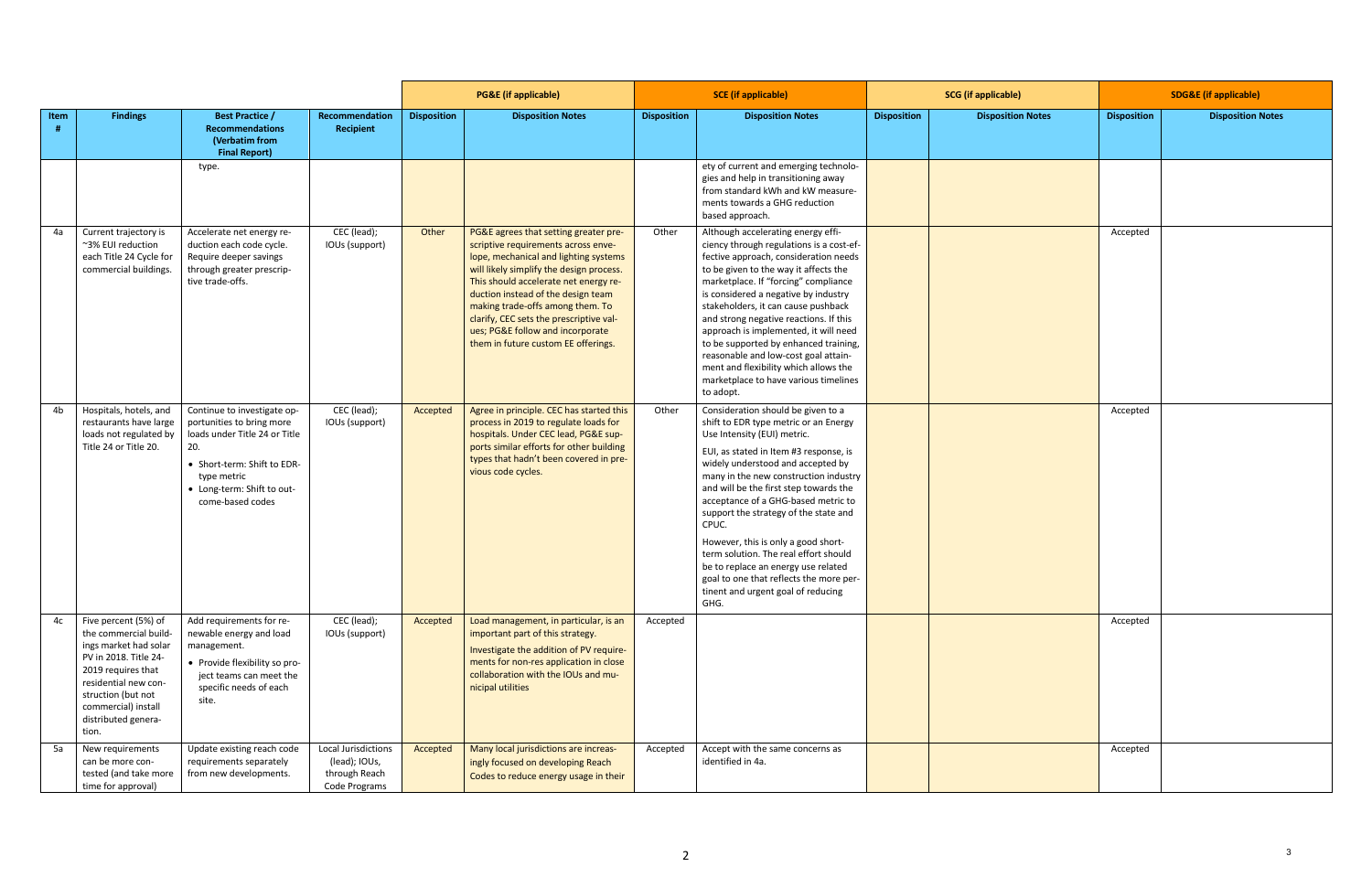| | | | | PG&E (if applicable) | | SCE (if applicable) | | SCG (if applicable) | | SDG&E (if applicable) | |
|---|---|---|---|---|---|---|---|---|---|---|---|
| Item # | Findings | Best Practice / Recommendations (Verbatim from Final Report) | Recommendation Recipient | Disposition | Disposition Notes | Disposition | Disposition Notes | Disposition | Disposition Notes | Disposition | Disposition Notes |
| | | type. | | | | | ety of current and emerging technologies and help in transitioning away from standard kWh and kW measurements towards a GHG reduction based approach. | | | | |
| 4a | Current trajectory is ~3% EUI reduction each Title 24 Cycle for commercial buildings. | Accelerate net energy reduction each code cycle. Require deeper savings through greater prescriptive trade-offs. | CEC (lead); IOUs (support) | Other | PG&E agrees that setting greater prescriptive requirements across envelope, mechanical and lighting systems will likely simplify the design process. This should accelerate net energy reduction instead of the design team making trade-offs among them. To clarify, CEC sets the prescriptive values; PG&E follow and incorporate them in future custom EE offerings. | Other | Although accelerating energy efficiency through regulations is a cost-effective approach, consideration needs to be given to the way it affects the marketplace. If "forcing" compliance is considered a negative by industry stakeholders, it can cause pushback and strong negative reactions. If this approach is implemented, it will need to be supported by enhanced training, reasonable and low-cost goal attainment and flexibility which allows the marketplace to have various timelines to adopt. | | | Accepted | |
| 4b | Hospitals, hotels, and restaurants have large loads not regulated by Title 24 or Title 20. | Continue to investigate opportunities to bring more loads under Title 24 or Title 20.<br>• Short-term: Shift to EDR-type metric<br>• Long-term: Shift to outcome-based codes | CEC (lead); IOUs (support) | Accepted | Agree in principle. CEC has started this process in 2019 to regulate loads for hospitals. Under CEC lead, PG&E supports similar efforts for other building types that hadn't been covered in previous code cycles. | Other | Consideration should be given to a shift to EDR type metric or an Energy Use Intensity (EUI) metric.<br>EUI, as stated in Item #3 response, is widely understood and accepted by many in the new construction industry and will be the first step towards the acceptance of a GHG-based metric to support the strategy of the state and CPUC.<br>However, this is only a good short-term solution. The real effort should be to replace an energy use related goal to one that reflects the more pertinent and urgent goal of reducing GHG. | | | Accepted | |
| 4c | Five percent (5%) of the commercial buildings market had solar PV in 2018. Title 24-2019 requires that residential new construction (but not commercial) install distributed generation. | Add requirements for renewable energy and load management.<br>• Provide flexibility so project teams can meet the specific needs of each site. | CEC (lead); IOUs (support) | Accepted | Load management, in particular, is an important part of this strategy.<br>Investigate the addition of PV requirements for non-res application in close collaboration with the IOUs and municipal utilities | Accepted | | | | Accepted | |
| 5a | New requirements can be more contested (and take more time for approval) | Update existing reach code requirements separately from new developments. | Local Jurisdictions (lead); IOUs, through Reach Code Programs | Accepted | Many local jurisdictions are increasingly focused on developing Reach Codes to reduce energy usage in their | Accepted | Accept with the same concerns as identified in 4a. | | | Accepted | |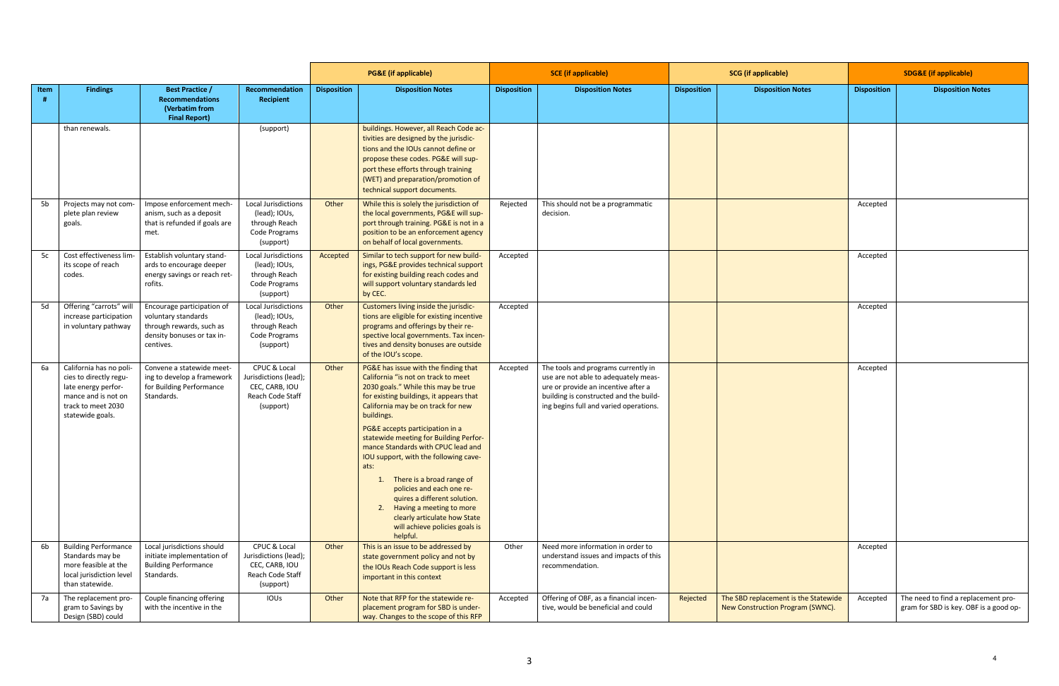| | | | | PG&E (if applicable) | | SCE (if applicable) | | SCG (if applicable) | | SDG&E (if applicable) | |
|---|---|---|---|---|---|---|---|---|---|---|---|
| Item # | Findings | Best Practice / Recommendations (Verbatim from Final Report) | Recommendation Recipient | Disposition | Disposition Notes | Disposition | Disposition Notes | Disposition | Disposition Notes | Disposition | Disposition Notes |
| | than renewals. | | (support) | | buildings. However, all Reach Code activities are designed by the jurisdiction and the IOUs cannot define or propose these codes. PG&E will support these efforts through training (WET) and preparation/promotion of technical support documents. | | | | | | |
| 5b | Projects may not complete plan review goals. | Impose enforcement mechanism, such as a deposit that is refunded if goals are met. | Local Jurisdictions (lead); IOUs, through Reach Code Programs (support) | Other | While this is solely the jurisdiction of the local governments, PG&E will support through training. PG&E is not in a position to be an enforcement agency on behalf of local governments. | Rejected | This should not be a programmatic decision. | | | Accepted | |
| 5c | Cost effectiveness limits scope of reach codes. | Establish voluntary standards to encourage deeper energy savings or reach retrofits. | Local Jurisdictions (lead); IOUs, through Reach Code Programs (support) | Accepted | Similar to tech support for new buildings, PG&E provides technical support for existing building reach codes and will support voluntary standards led by CEC. | Accepted | | | | Accepted | |
| 5d | Offering "carrots" will increase participation in voluntary pathway | Encourage participation of voluntary standards through rewards, such as density bonuses or tax incentives. | Local Jurisdictions (lead); IOUs, through Reach Code Programs (support) | Other | Customers living inside the jurisdictions are eligible for existing incentive programs and offerings by their respective local governments. Tax incentives and density bonuses are outside of the IOU's scope. | Accepted | | | | Accepted | |
| 6a | California has no policies to directly regulate late energy performance and is not on track to meet 2030 statewide goals. | Convene a statewide meeting to develop a framework for Building Performance Standards. | CPUC & Local Jurisdictions (lead); CEC, CARB, IOU Reach Code Staff (support) | Other | PG&E has issue with the finding that California "is not on track to meet 2030 goals." While this may be true for existing buildings, it appears that California may be on track for new buildings.<br><br>PG&E accepts participation in a statewide meeting for Building Performance Standards with CPUC lead and IOU support, with the following caveats:<br>1. There is a broad range of policies and each one requires a different solution.<br>2. Having a meeting to more clearly articulate how State will achieve policies goals is helpful. | Accepted | The tools and programs currently in use are not able to adequately measure or provide an incentive after a building is constructed and the building begins full and varied operations. | | | Accepted | |
| 6b | Building Performance Standards may be more feasible at the local jurisdiction level than statewide. | Local jurisdictions should initiate implementation of Building Performance Standards. | CPUC & Local Jurisdictions (lead); CEC, CARB, IOU Reach Code Staff (support) | Other | This is an issue to be addressed by state government policy and not by the IOUs Reach Code support is less important in this context | Other | Need more information in order to understand issues and impacts of this recommendation. | | | Accepted | |
| 7a | The replacement program to Savings by Design (SBD) could | Couple financing offering with the incentive in the | IOUs | Other | Note that RFP for the statewide replacement program for SBD is underway. Changes to the scope of this RFP | Accepted | Offering of OBF, as a financial incentive, would be beneficial and could | Rejected | The SBD replacement is the Statewide New Construction Program (SWNC). | Accepted | The need to find a replacement program for SBD is key. OBF is a good op- |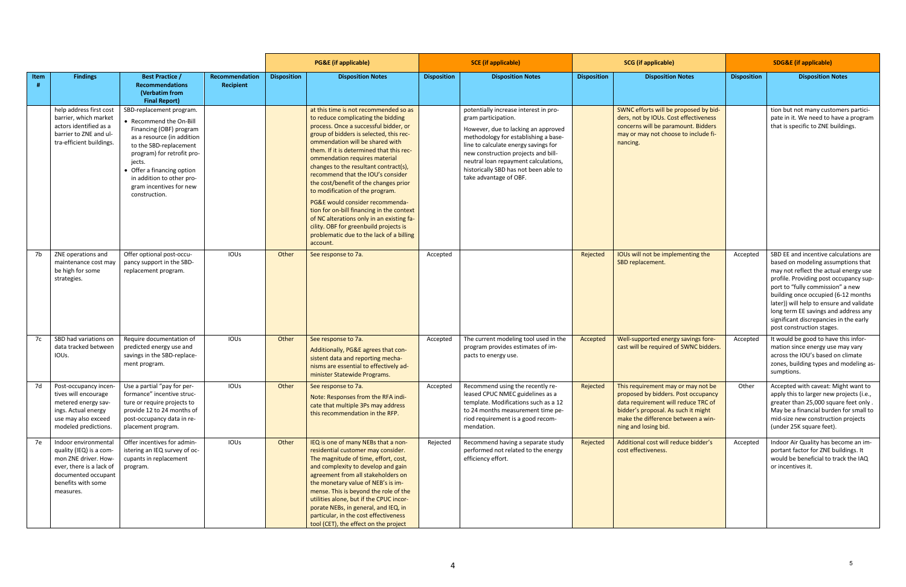| | | | | PG&E (if applicable) | | SCE (if applicable) | | SCG (if applicable) | | SDG&E (if applicable) | |
|---|---|---|---|---|---|---|---|---|---|---|---|
| Item # | Findings | Best Practice / Recommendations (Verbatim from Final Report) | Recommendation Recipient | Disposition | Disposition Notes | Disposition | Disposition Notes | Disposition | Disposition Notes | Disposition | Disposition Notes |
| | help address first cost barrier, which market actors identified as a barrier to ZNE and ultra-efficient buildings. | SBD-replacement program. • Recommend the On-Bill Financing (OBF) program as a resource (in addition to the SBD-replacement program) for retrofit projects. • Offer a financing option in addition to other program incentives for new construction. | | | at this time is not recommended so as to reduce complicating the bidding process. Once a successful bidder, or group of bidders is selected, this recommendation will be shared with them. If it is determined that this recommendation requires material changes to the resultant contract(s), recommend that the IOU's consider the cost/benefit of the changes prior to modification of the program. PG&E would consider recommendation for on-bill financing in the context of NC alterations only in an existing facility. OBF for greenbuild projects is problematic due to the lack of a billing account. | | potentially increase interest in program participation. However, due to lacking an approved methodology for establishing a baseline to calculate energy savings for new construction projects and bill-neutral loan repayment calculations, historically SBD has not been able to take advantage of OBF. | | SWNC efforts will be proposed by bidders, not by IOUs. Cost effectiveness concerns will be paramount. Bidders may or may not choose to include financing. | | tion but not many customers participate in it. We need to have a program that is specific to ZNE buildings. |
| 7b | ZNE operations and maintenance cost may be high for some strategies. | Offer optional post-occupancy support in the SBD-replacement program. | IOUs | Other | See response to 7a. | Accepted | | Rejected | IOUs will not be implementing the SBD replacement. | Accepted | SBD EE and incentive calculations are based on modeling assumptions that may not reflect the actual energy use profile. Providing post occupancy support to "fully commission" a new building once occupied (6-12 months later)) will help to ensure and validate long term EE savings and address any significant discrepancies in the early post construction stages. |
| 7c | SBD had variations on data tracked between IOUs. | Require documentation of predicted energy use and savings in the SBD-replacement program. | IOUs | Other | See response to 7a. Additionally, PG&E agrees that consistent data and reporting mechanisms are essential to effectively administer Statewide Programs. | Accepted | The current modeling tool used in the program provides estimates of impacts to energy use. | Accepted | Well-supported energy savings forecast will be required of SWNC bidders. | Accepted | It would be good to have this information since energy use may vary across the IOU's based on climate zones, building types and modeling assumptions. |
| 7d | Post-occupancy incentives will encourage metered energy savings. Actual energy use may also exceed modeled predictions. | Use a partial "pay for performance" incentive structure or require projects to provide 12 to 24 months of post-occupancy data in replacement program. | IOUs | Other | See response to 7a. Note: Responses from the RFA indicate that multiple 3Ps may address this recommendation in the RFP. | Accepted | Recommend using the recently released CPUC NMEC guidelines as a template. Modifications such as a 12 to 24 months measurement time period requirement is a good recommendation. | Rejected | This requirement may or may not be proposed by bidders. Post occupancy data requirement will reduce TRC of bidder's proposal. As such it might make the difference between a winning and losing bid. | Other | Accepted with caveat: Might want to apply this to larger new projects (i.e., greater than 25,000 square feet only . May be a financial burden for small to mid-size new construction projects (under 25K square feet). |
| 7e | Indoor environmental quality (IEQ) is a common ZNE driver. However, there is a lack of documented occupant benefits with some measures. | Offer incentives for administering an IEQ survey of occupants in replacement program. | IOUs | Other | IEQ is one of many NEBs that a non-residential customer may consider. The magnitude of time, effort, cost, and complexity to develop and gain agreement from all stakeholders on the monetary value of NEB's is immense. This is beyond the role of the utilities alone, but if the CPUC incorporate NEBs, in general, and IEQ, in particular, in the cost effectiveness tool (CET), the effect on the project | Rejected | Recommend having a separate study performed not related to the energy efficiency effort. | Rejected | Additional cost will reduce bidder's cost effectiveness. | Accepted | Indoor Air Quality has become an important factor for ZNE buildings. It would be beneficial to track the IAQ or incentives it. |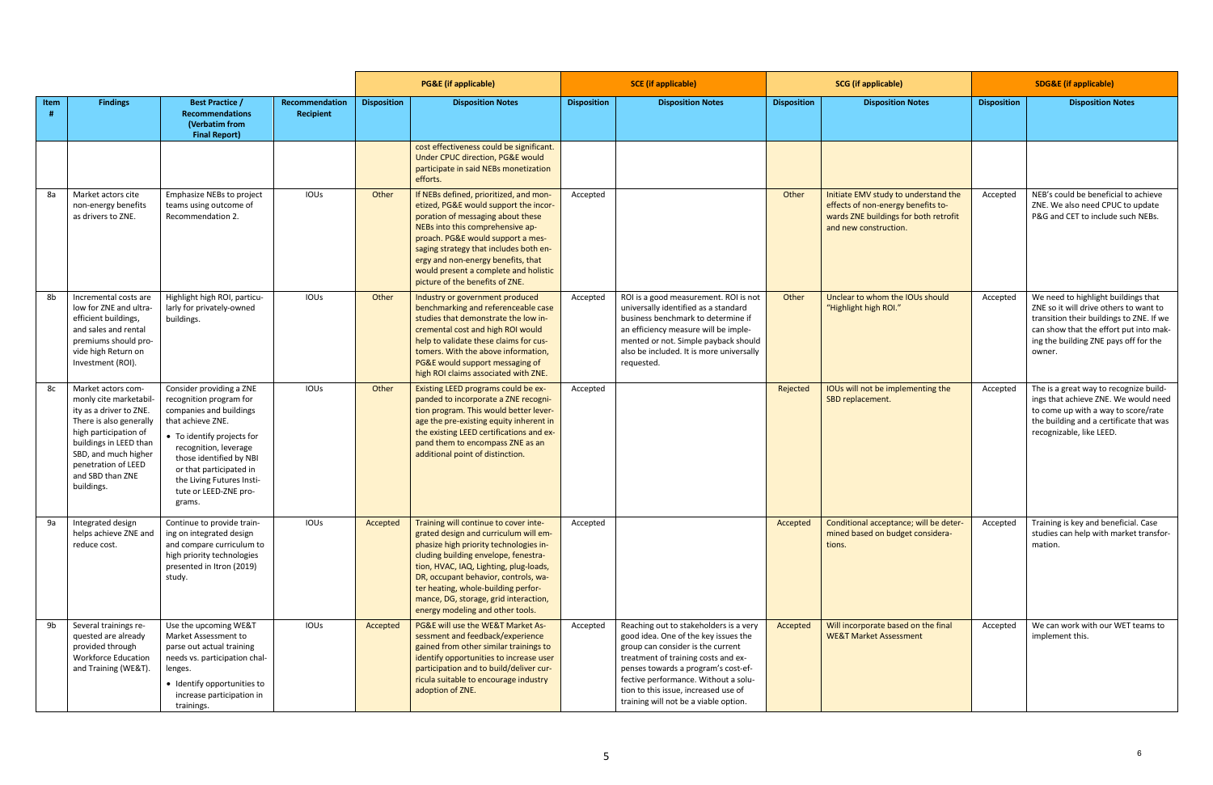| | | | | PG&E (if applicable) | | SCE (if applicable) | | SCG (if applicable) | | SDG&E (if applicable) | |
|---|---|---|---|---|---|---|---|---|---|---|---|
| Item # | Findings | Best Practice / Recommendations (Verbatim from Final Report) | Recommendation Recipient | Disposition | Disposition Notes | Disposition | Disposition Notes | Disposition | Disposition Notes | Disposition | Disposition Notes |
| | | | | | cost effectiveness could be significant. Under CPUC direction, PG&E would participate in said NEBs monetization efforts. | | | | | | |
| 8a | Market actors cite non-energy benefits as drivers to ZNE. | Emphasize NEBs to project teams using outcome of Recommendation 2. | IOUs | Other | If NEBs defined, prioritized, and monetized, PG&E would support the incorporation of messaging about these NEBs into this comprehensive approach. PG&E would support a messaging strategy that includes both energy and non-energy benefits, that would present a complete and holistic picture of the benefits of ZNE. | Accepted | | Other | Initiate EMV study to understand the effects of non-energy benefits towards ZNE buildings for both retrofit and new construction. | Accepted | NEB's could be beneficial to achieve ZNE. We also need CPUC to update P&G and CET to include such NEBs. |
| 8b | Incremental costs are low for ZNE and ultra-efficient buildings, and sales and rental premiums should provide high Return on Investment (ROI). | Highlight high ROI, particularly for privately-owned buildings. | IOUs | Other | Industry or government produced benchmarking and referenceable case studies that demonstrate the low incremental cost and high ROI would help to validate these claims for customers. With the above information, PG&E would support messaging of high ROI claims associated with ZNE. | Accepted | ROI is a good measurement. ROI is not universally identified as a standard business benchmark to determine if an efficiency measure will be implemented or not. Simple payback should also be included. It is more universally requested. | Other | Unclear to whom the IOUs should "Highlight high ROI." | Accepted | We need to highlight buildings that ZNE so it will drive others to want to transition their buildings to ZNE. If we can show that the effort put into making the building ZNE pays off for the owner. |
| 8c | Market actors commonly cite marketability as a driver to ZNE. There is also generally high participation of buildings in LEED than SBD, and much higher penetration of LEED and SBD than ZNE buildings. | Consider providing a ZNE recognition program for companies and buildings that achieve ZNE.<br>• To identify projects for recognition, leverage those identified by NBI or that participated in the Living Futures Institute or LEED-ZNE programs. | IOUs | Other | Existing LEED programs could be expanded to incorporate a ZNE recognition program. This would better leverage the pre-existing equity inherent in the existing LEED certifications and expand them to encompass ZNE as an additional point of distinction. | Accepted | | Rejected | IOUs will not be implementing the SBD replacement. | Accepted | The is a great way to recognize buildings that achieve ZNE. We would need to come up with a way to score/rate the building and a certificate that was recognizable, like LEED. |
| 9a | Integrated design helps achieve ZNE and reduce cost. | Continue to provide training on integrated design and compare curriculum to high priority technologies presented in Itron (2019) study. | IOUs | Accepted | Training will continue to cover integrated design and curriculum will emphasize high priority technologies including building envelope, fenestration, HVAC, IAQ, Lighting, plug-loads, DR, occupant behavior, controls, water heating, whole-building performance, DG, storage, grid interaction, energy modeling and other tools. | Accepted | | Accepted | Conditional acceptance; will be determined based on budget considerations. | Accepted | Training is key and beneficial. Case studies can help with market transformation. |
| 9b | Several trainings requested are already provided through Workforce Education and Training (WE&T). | Use the upcoming WE&T Market Assessment to parse out actual training needs vs. participation challenges.<br>• Identify opportunities to increase participation in trainings. | IOUs | Accepted | PG&E will use the WE&T Market Assessment and feedback/experience gained from other similar trainings to identify opportunities to increase user participation and to build/deliver curricula suitable to encourage industry adoption of ZNE. | Accepted | Reaching out to stakeholders is a very good idea. One of the key issues the group can consider is the current treatment of training costs and expenses towards a program's cost-effective performance. Without a solution to this issue, increased use of training will not be a viable option. | Accepted | Will incorporate based on the final WE&T Market Assessment | Accepted | We can work with our WET teams to implement this. |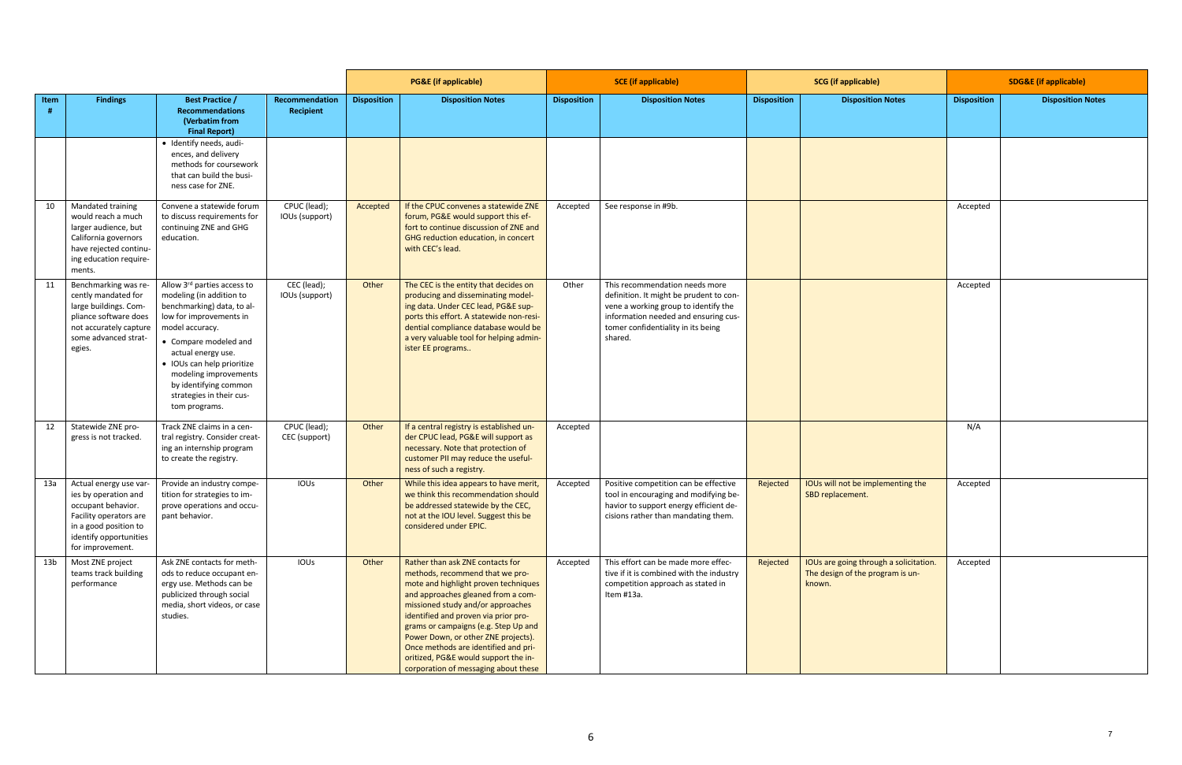| | | | | PG&E (if applicable) | | SCE (if applicable) | | SCG (if applicable) | | SDG&E (if applicable) | |
|---|---|---|---|---|---|---|---|---|---|---|---|
| Item # | Findings | Best Practice / Recommendations (Verbatim from Final Report) | Recommendation Recipient | Disposition | Disposition Notes | Disposition | Disposition Notes | Disposition | Disposition Notes | Disposition | Disposition Notes |
| | | • Identify needs, audiences, and delivery methods for coursework that can build the business case for ZNE. | | | | | | | | | |
| 10 | Mandated training would reach a much larger audience, but California governors have rejected continuing education requirements. | Convene a statewide forum to discuss requirements for continuing ZNE and GHG education. | CPUC (lead); IOUs (support) | Accepted | If the CPUC convenes a statewide ZNE forum, PG&E would support this effort to continue discussion of ZNE and GHG reduction education, in concert with CEC's lead. | Accepted | See response in #9b. | | | Accepted | |
| 11 | Benchmarking was recently mandated for large buildings. Compliance software does not accurately capture some advanced strategies. | Allow 3rd parties access to modeling (in addition to benchmarking) data, to allow for improvements in model accuracy. • Compare modeled and actual energy use. • IOUs can help prioritize modeling improvements by identifying common strategies in their custom programs. | CEC (lead); IOUs (support) | Other | The CEC is the entity that decides on producing and disseminating modeling data. Under CEC lead, PG&E supports this effort. A statewide non-residential compliance database would be a very valuable tool for helping administer EE programs.. | Other | This recommendation needs more definition. It might be prudent to convene a working group to identify the information needed and ensuring customer confidentiality in its being shared. | | | Accepted | |
| 12 | Statewide ZNE progress is not tracked. | Track ZNE claims in a central registry. Consider creating an internship program to create the registry. | CPUC (lead); CEC (support) | Other | If a central registry is established under CPUC lead, PG&E will support as necessary. Note that protection of customer PII may reduce the usefulness of such a registry. | Accepted | | | | N/A | |
| 13a | Actual energy use varies by operation and occupant behavior. Facility operators are in a good position to identify opportunities for improvement. | Provide an industry competition for strategies to improve operations and occupant behavior. | IOUs | Other | While this idea appears to have merit, we think this recommendation should be addressed statewide by the CEC, not at the IOU level. Suggest this be considered under EPIC. | Accepted | Positive competition can be effective tool in encouraging and modifying behavior to support energy efficient decisions rather than mandating them. | Rejected | IOUs will not be implementing the SBD replacement. | Accepted | |
| 13b | Most ZNE project teams track building performance | Ask ZNE contacts for methods to reduce occupant energy use. Methods can be publicized through social media, short videos, or case studies. | IOUs | Other | Rather than ask ZNE contacts for methods, recommend that we promote and highlight proven techniques and approaches gleaned from a commissioned study and/or approaches identified and proven via prior programs or campaigns (e.g. Step Up and Power Down, or other ZNE projects). Once methods are identified and prioritized, PG&E would support the incorporation of messaging about these | Accepted | This effort can be made more effective if it is combined with the industry competition approach as stated in Item #13a. | Rejected | IOUs are going through a solicitation. The design of the program is unknown. | Accepted | |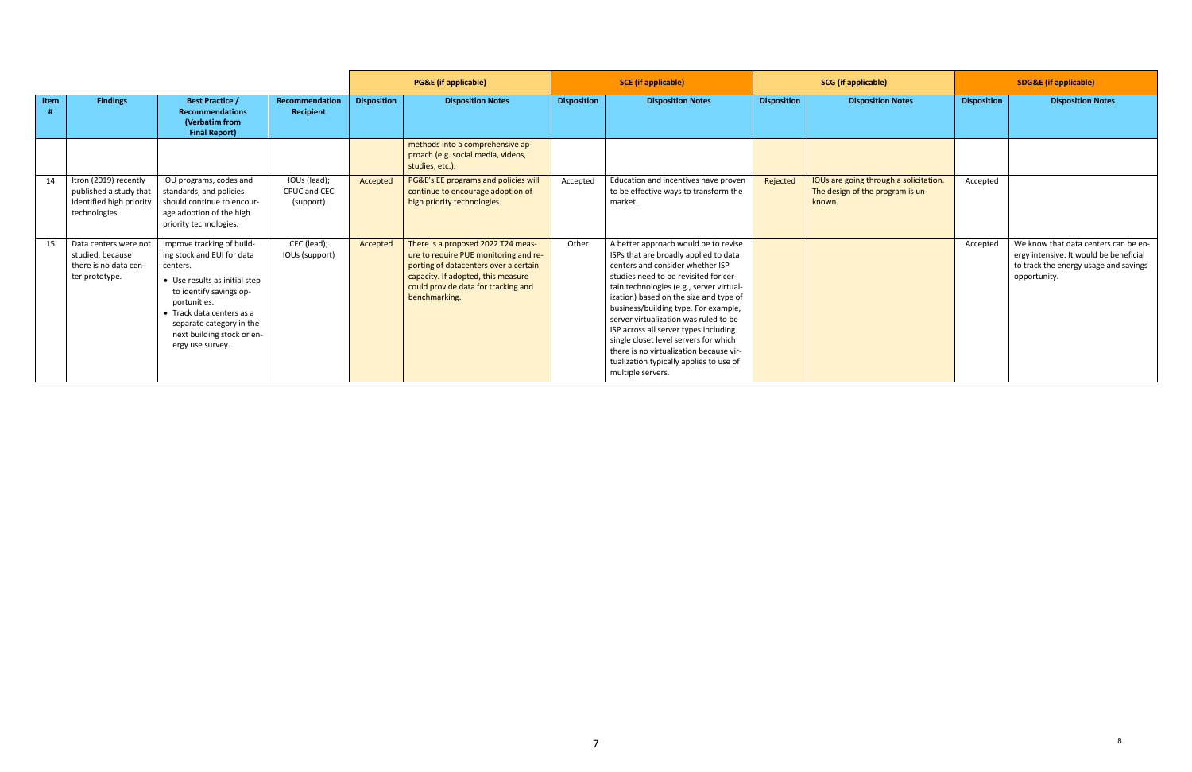| | | | | PG&E (if applicable) | | SCE (if applicable) | | SCG (if applicable) | | SDG&E (if applicable) | |
|---|---|---|---|---|---|---|---|---|---|---|---|
| Item # | Findings | Best Practice / Recommendations (Verbatim from Final Report) | Recommendation Recipient | Disposition | Disposition Notes | Disposition | Disposition Notes | Disposition | Disposition Notes | Disposition | Disposition Notes |
| | | | | | methods into a comprehensive approach (e.g. social media, videos, studies, etc.). | | | | | | |
| 14 | Itron (2019) recently published a study that identified high priority technologies | IOU programs, codes and standards, and policies should continue to encourage adoption of the high priority technologies. | IOUs (lead); CPUC and CEC (support) | Accepted | PG&E's EE programs and policies will continue to encourage adoption of high priority technologies. | Accepted | Education and incentives have proven to be effective ways to transform the market. | Rejected | IOUs are going through a solicitation. The design of the program is unknown. | Accepted | |
| 15 | Data centers were not studied, because there is no data center prototype. | Improve tracking of building stock and EUI for data centers. • Use results as initial step to identify savings opportunities. • Track data centers as a separate category in the next building stock or energy use survey. | CEC (lead); IOUs (support) | Accepted | There is a proposed 2022 T24 measure to require PUE monitoring and reporting of datacenters over a certain capacity. If adopted, this measure could provide data for tracking and benchmarking. | Other | A better approach would be to revise ISPs that are broadly applied to data centers and consider whether ISP studies need to be revisited for certain technologies (e.g., server virtualization) based on the size and type of business/building type. For example, server virtualization was ruled to be ISP across all server types including single closet level servers for which there is no virtualization because virtualization typically applies to use of multiple servers. | | | Accepted | We know that data centers can be energy intensive. It would be beneficial to track the energy usage and savings opportunity. |